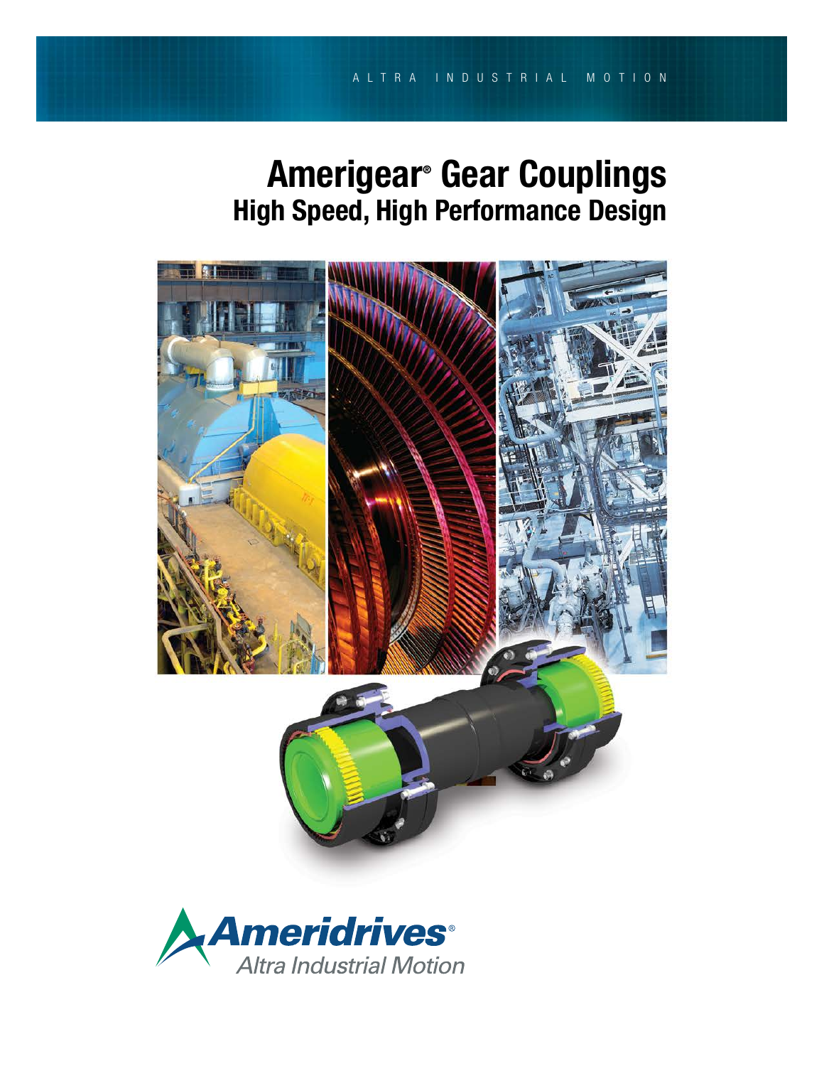ALTRA INDUSTRIAL MOTION

# Amerigear® Gear Couplings

## High Speed, High Performance Design

Ameridrives®

Altra Industrial Motion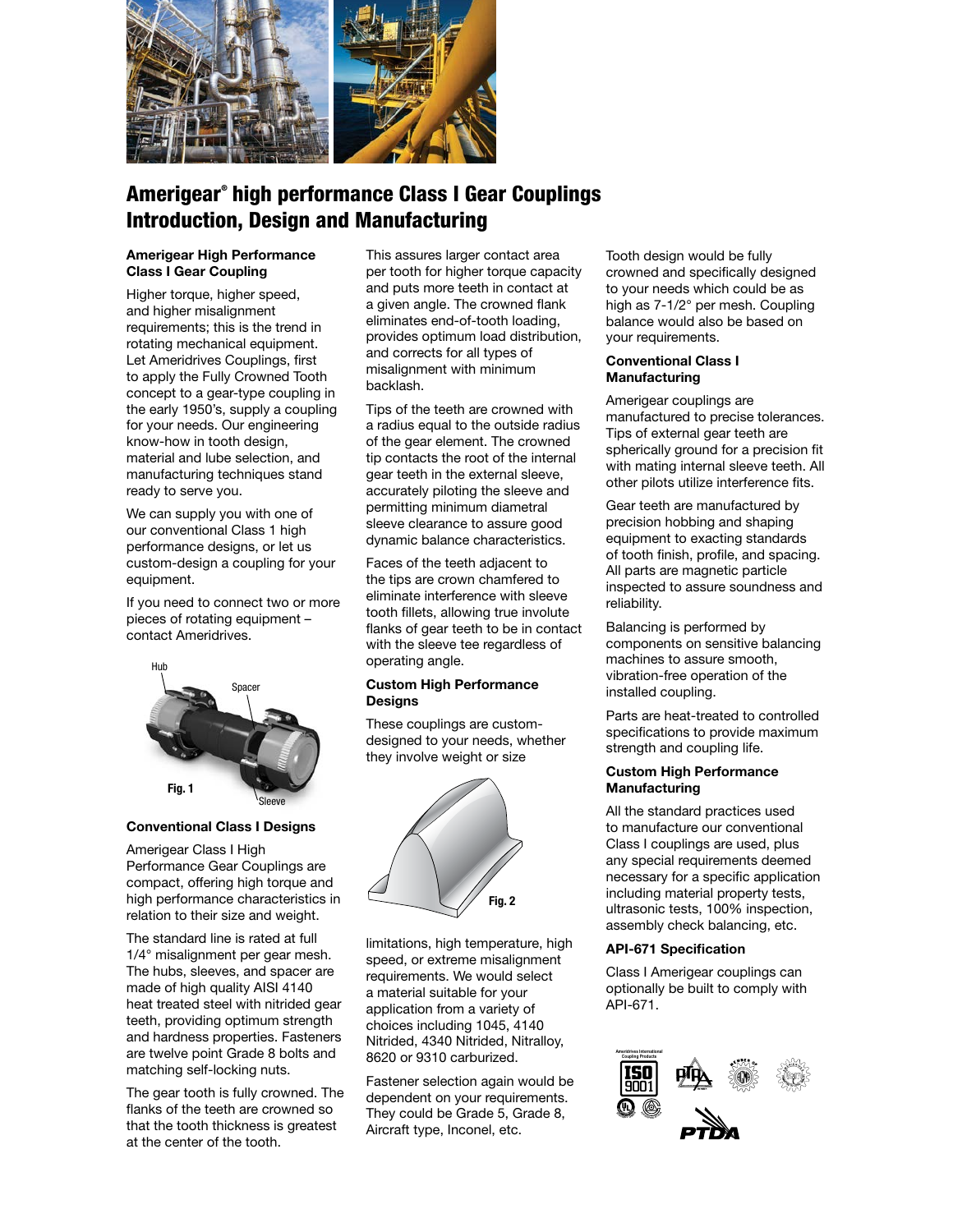# Amerigear® high performance Class I Gear Couplings Introduction, Design and Manufacturing

### Amerigear High Performance Class I Gear Coupling

Higher torque, higher speed, and higher misalignment requirements; this is the trend in rotating mechanical equipment. Let Ameridrives Couplings, first to apply the Fully Crowned Tooth concept to a gear-type coupling in the early 1950's, supply a coupling for your needs. Our engineering know-how in tooth design, material and lube selection, and manufacturing techniques stand ready to serve you.

We can supply you with one of our conventional Class 1 high performance designs, or let us custom-design a coupling for your equipment.

If you need to connect two or more pieces of rotating equipment – contact Ameridrives.

Hub
Spacer
Sleeve

Fig. 1

### Conventional Class I Designs

Amerigear Class I High Performance Gear Couplings are compact, offering high torque and high performance characteristics in relation to their size and weight.

The standard line is rated at full 1/4° misalignment per gear mesh. The hubs, sleeves, and spacer are made of high quality AISI 4140 heat treated steel with nitrided gear teeth, providing optimum strength and hardness properties. Fasteners are twelve point Grade 8 bolts and matching self-locking nuts.

The gear tooth is fully crowned. The flanks of the teeth are crowned so that the tooth thickness is greatest at the center of the tooth. This assures larger contact area per tooth for higher torque capacity and puts more teeth in contact at a given angle. The crowned flank eliminates end-of-tooth loading, provides optimum load distribution, and corrects for all types of misalignment with minimum backlash.

Tips of the teeth are crowned with a radius equal to the outside radius of the gear element. The crowned tip contacts the root of the internal gear teeth in the external sleeve, accurately piloting the sleeve and permitting minimum diametral sleeve clearance to assure good dynamic balance characteristics.

Faces of the teeth adjacent to the tips are crown chamfered to eliminate interference with sleeve tooth fillets, allowing true involute flanks of gear teeth to be in contact with the sleeve tee regardless of operating angle.

### Custom High Performance Designs

These couplings are custom-designed to your needs, whether they involve weight or size

Fig. 2

limitations, high temperature, high speed, or extreme misalignment requirements. We would select a material suitable for your application from a variety of choices including 1045, 4140 Nitrided, 4340 Nitrided, Nitralloy, 8620 or 9310 carburized.

Fastener selection again would be dependent on your requirements. They could be Grade 5, Grade 8, Aircraft type, Inconel, etc.

Tooth design would be fully crowned and specifically designed to your needs which could be as high as 7-1/2° per mesh. Coupling balance would also be based on your requirements.

### Conventional Class I Manufacturing

Amerigear couplings are manufactured to precise tolerances. Tips of external gear teeth are spherically ground for a precision fit with mating internal sleeve teeth. All other pilots utilize interference fits.

Gear teeth are manufactured by precision hobbing and shaping equipment to exacting standards of tooth finish, profile, and spacing. All parts are magnetic particle inspected to assure soundness and reliability.

Balancing is performed by components on sensitive balancing machines to assure smooth, vibration-free operation of the installed coupling.

Parts are heat-treated to controlled specifications to provide maximum strength and coupling life.

### Custom High Performance Manufacturing

All the standard practices used to manufacture our conventional Class I couplings are used, plus any special requirements deemed necessary for a specific application including material property tests, ultrasonic tests, 100% inspection, assembly check balancing, etc.

### API-671 Specification

Class I Amerigear couplings can optionally be built to comply with API-671.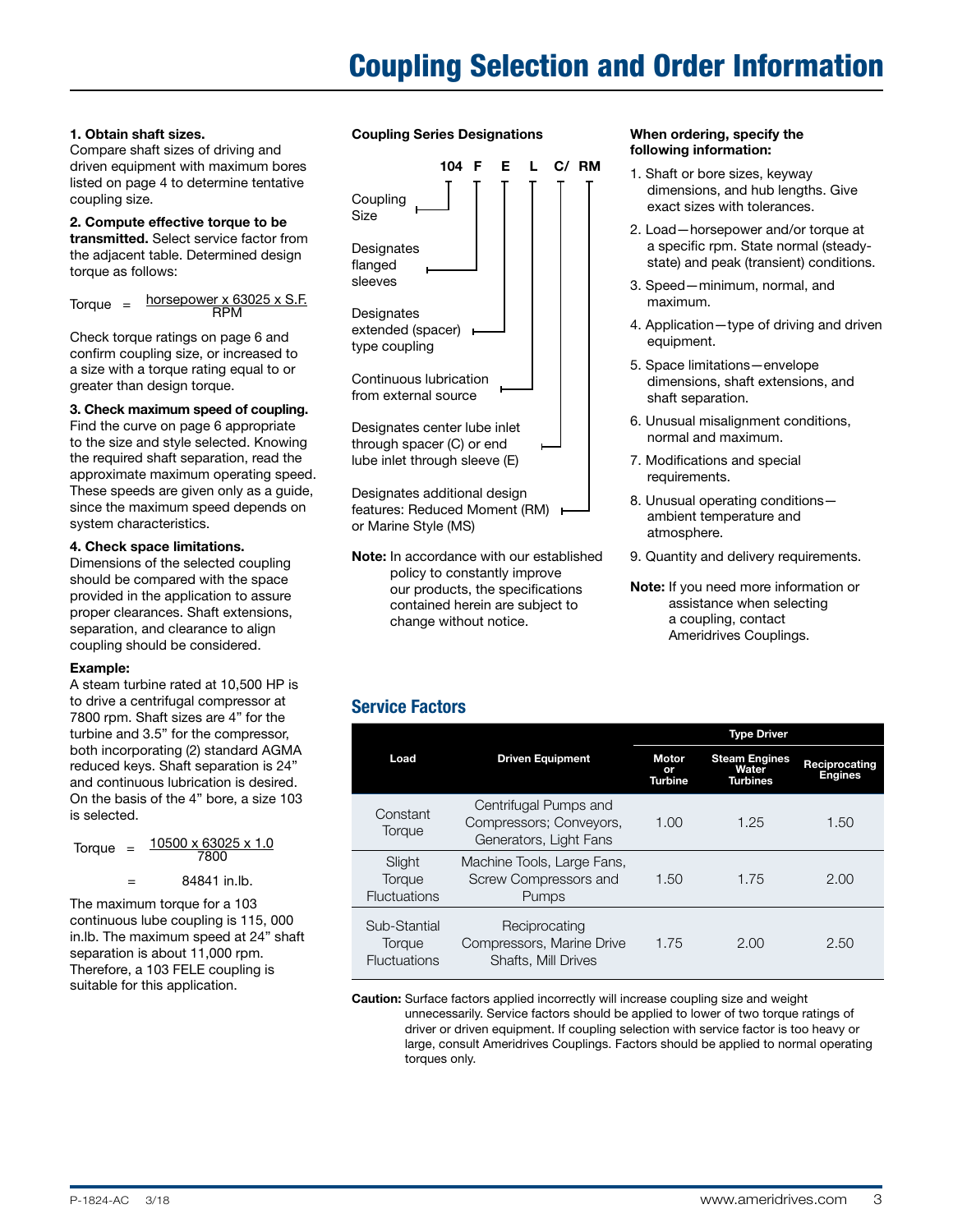# Coupling Selection and Order Information

**1. Obtain shaft sizes.**
Compare shaft sizes of driving and driven equipment with maximum bores listed on page 4 to determine tentative coupling size.

**2. Compute effective torque to be transmitted.** Select service factor from the adjacent table. Determined design torque as follows:

$$\text{Torque} = \frac{\text{horsepower} \times 63025 \times \text{S.F.}}{\text{RPM}}$$

Check torque ratings on page 6 and confirm coupling size, or increased to a size with a torque rating equal to or greater than design torque.

**3. Check maximum speed of coupling.** Find the curve on page 6 appropriate to the size and style selected. Knowing the required shaft separation, read the approximate maximum operating speed. These speeds are given only as a guide, since the maximum speed depends on system characteristics.

**4. Check space limitations.**
Dimensions of the selected coupling should be compared with the space provided in the application to assure proper clearances. Shaft extensions, separation, and clearance to align coupling should be considered.

**Example:**
A steam turbine rated at 10,500 HP is to drive a centrifugal compressor at 7800 rpm. Shaft sizes are 4" for the turbine and 3.5" for the compressor, both incorporating (2) standard AGMA reduced keys. Shaft separation is 24" and continuous lubrication is desired. On the basis of the 4" bore, a size 103 is selected.

$$\text{Torque} = \frac{10500 \times 63025 \times 1.0}{7800}$$

$$= 84841 \text{ in.lb.}$$

The maximum torque for a 103 continuous lube coupling is 115, 000 in.lb. The maximum speed at 24" shaft separation is about 11,000 rpm. Therefore, a 103 FELE coupling is suitable for this application.

**Coupling Series Designations**

**104 F E L C/ RM**

- **104** – Coupling Size
- **F** – Designates flanged sleeves
- **E** – Designates extended (spacer) type coupling
- **L** – Continuous lubrication from external source
- **C/** – Designates center lube inlet through spacer (C) or end lube inlet through sleeve (E)
- **RM** – Designates additional design features: Reduced Moment (RM) or Marine Style (MS)

**Note:** In accordance with our established policy to constantly improve our products, the specifications contained herein are subject to change without notice.

**When ordering, specify the following information:**

1. Shaft or bore sizes, keyway dimensions, and hub lengths. Give exact sizes with tolerances.
2. Load—horsepower and/or torque at a specific rpm. State normal (steady-state) and peak (transient) conditions.
3. Speed—minimum, normal, and maximum.
4. Application—type of driving and driven equipment.
5. Space limitations—envelope dimensions, shaft extensions, and shaft separation.
6. Unusual misalignment conditions, normal and maximum.
7. Modifications and special requirements.
8. Unusual operating conditions—ambient temperature and atmosphere.
9. Quantity and delivery requirements.

**Note:** If you need more information or assistance when selecting a coupling, contact Ameridrives Couplings.

## Service Factors

| Load | Driven Equipment | Type Driver | | |
|---|---|---|---|---|
| | | Motor or Turbine | Steam Engines Water Turbines | Reciprocating Engines |
| Constant Torque | Centrifugal Pumps and Compressors; Conveyors, Generators, Light Fans | 1.00 | 1.25 | 1.50 |
| Slight Torque Fluctuations | Machine Tools, Large Fans, Screw Compressors and Pumps | 1.50 | 1.75 | 2.00 |
| Sub-Stantial Torque Fluctuations | Reciprocating Compressors, Marine Drive Shafts, Mill Drives | 1.75 | 2.00 | 2.50 |

**Caution:** Surface factors applied incorrectly will increase coupling size and weight unnecessarily. Service factors should be applied to lower of two torque ratings of driver or driven equipment. If coupling selection with service factor is too heavy or large, consult Ameridrives Couplings. Factors should be applied to normal operating torques only.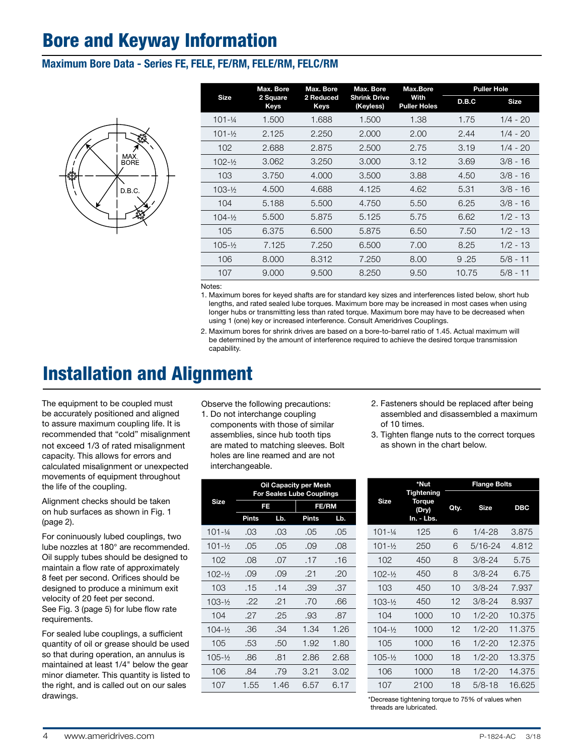# Bore and Keyway Information

### Maximum Bore Data - Series FE, FELE, FE/RM, FELE/RM, FELC/RM

| Size | Max. Bore 2 Square Keys | Max. Bore 2 Reduced Keys | Max. Bore Shrink Drive (Keyless) | Max.Bore With Puller Holes | Puller Hole D.B.C | Puller Hole Size |
|---|---|---|---|---|---|---|
| 101-¼ | 1.500 | 1.688 | 1.500 | 1.38 | 1.75 | 1/4 - 20 |
| 101-½ | 2.125 | 2.250 | 2.000 | 2.00 | 2.44 | 1/4 - 20 |
| 102 | 2.688 | 2.875 | 2.500 | 2.75 | 3.19 | 1/4 - 20 |
| 102-½ | 3.062 | 3.250 | 3.000 | 3.12 | 3.69 | 3/8 - 16 |
| 103 | 3.750 | 4.000 | 3.500 | 3.88 | 4.50 | 3/8 - 16 |
| 103-½ | 4.500 | 4.688 | 4.125 | 4.62 | 5.31 | 3/8 - 16 |
| 104 | 5.188 | 5.500 | 4.750 | 5.50 | 6.25 | 3/8 - 16 |
| 104-½ | 5.500 | 5.875 | 5.125 | 5.75 | 6.62 | 1/2 - 13 |
| 105 | 6.375 | 6.500 | 5.875 | 6.50 | 7.50 | 1/2 - 13 |
| 105-½ | 7.125 | 7.250 | 6.500 | 7.00 | 8.25 | 1/2 - 13 |
| 106 | 8.000 | 8.312 | 7.250 | 8.00 | 9 .25 | 5/8 - 11 |
| 107 | 9.000 | 9.500 | 8.250 | 9.50 | 10.75 | 5/8 - 11 |

Notes:

1. Maximum bores for keyed shafts are for standard key sizes and interferences listed below, short hub lengths, and rated sealed lube torques. Maximum bore may be increased in most cases when using longer hubs or transmitting less than rated torque. Maximum bore may have to be decreased when using 1 (one) key or increased interference. Consult Ameridrives Couplings.
2. Maximum bores for shrink drives are based on a bore-to-barrel ratio of 1.45. Actual maximum will be determined by the amount of interference required to achieve the desired torque transmission capability.

# Installation and Alignment

The equipment to be coupled must be accurately positioned and aligned to assure maximum coupling life. It is recommended that "cold" misalignment not exceed 1/3 of rated misalignment capacity. This allows for errors and calculated misalignment or unexpected movements of equipment throughout the life of the coupling.

Alignment checks should be taken on hub surfaces as shown in Fig. 1 (page 2).

For coninuously lubed couplings, two lube nozzles at 180° are recommended. Oil supply tubes should be designed to maintain a flow rate of approximately 8 feet per second. Orifices should be designed to produce a minimum exit velocity of 20 feet per second. See Fig. 3 (page 5) for lube flow rate requirements.

For sealed lube couplings, a sufficient quantity of oil or grease should be used so that during operation, an annulus is maintained at least 1/4" below the gear minor diameter. This quantity is listed to the right, and is called out on our sales drawings.

Observe the following precautions:

1. Do not interchange coupling components with those of similar assemblies, since hub tooth tips are mated to matching sleeves. Bolt holes are line reamed and are not interchangeable.
2. Fasteners should be replaced after being assembled and disassembled a maximum of 10 times.
3. Tighten flange nuts to the correct torques as shown in the chart below.

| Size | Oil Capacity per Mesh For Seales Lube Couplings | | | |
|---|---|---|---|---|
| | FE | | FE/RM | |
| | Pints | Lb. | Pints | Lb. |
| 101-¼ | .03 | .03 | .05 | .05 |
| 101-½ | .05 | .05 | .09 | .08 |
| 102 | .08 | .07 | .17 | .16 |
| 102-½ | .09 | .09 | .21 | .20 |
| 103 | .15 | .14 | .39 | .37 |
| 103-½ | .22 | .21 | .70 | .66 |
| 104 | .27 | .25 | .93 | .87 |
| 104-½ | .36 | .34 | 1.34 | 1.26 |
| 105 | .53 | .50 | 1.92 | 1.80 |
| 105-½ | .86 | .81 | 2.86 | 2.68 |
| 106 | .84 | .79 | 3.21 | 3.02 |
| 107 | 1.55 | 1.46 | 6.57 | 6.17 |

| Size | *Nut Tightening Torque (Dry) In. - Lbs. | Flange Bolts | | |
|---|---|---|---|---|
| | | Qty. | Size | DBC |
| 101-¼ | 125 | 6 | 1/4-28 | 3.875 |
| 101-½ | 250 | 6 | 5/16-24 | 4.812 |
| 102 | 450 | 8 | 3/8-24 | 5.75 |
| 102-½ | 450 | 8 | 3/8-24 | 6.75 |
| 103 | 450 | 10 | 3/8-24 | 7.937 |
| 103-½ | 450 | 12 | 3/8-24 | 8.937 |
| 104 | 1000 | 10 | 1/2-20 | 10.375 |
| 104-½ | 1000 | 12 | 1/2-20 | 11.375 |
| 105 | 1000 | 16 | 1/2-20 | 12.375 |
| 105-½ | 1000 | 18 | 1/2-20 | 13.375 |
| 106 | 1000 | 18 | 1/2-20 | 14.375 |
| 107 | 2100 | 18 | 5/8-18 | 16.625 |

*Decrease tightening torque to 75% of values when threads are lubricated.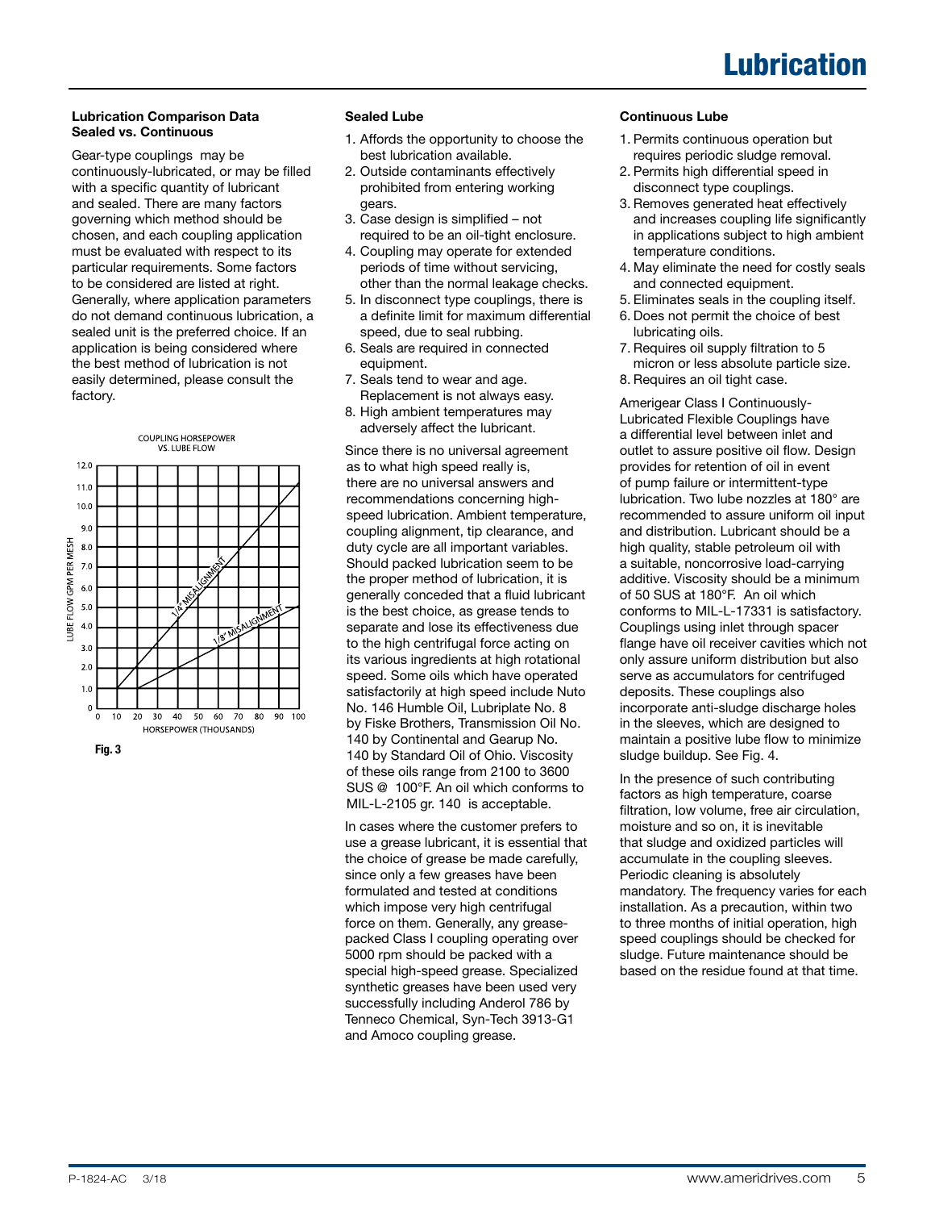# Lubrication

**Lubrication Comparison Data Sealed vs. Continuous**

Gear-type couplings may be continuously-lubricated, or may be filled with a specific quantity of lubricant and sealed. There are many factors governing which method should be chosen, and each coupling application must be evaluated with respect to its particular requirements. Some factors to be considered are listed at right. Generally, where application parameters do not demand continuous lubrication, a sealed unit is the preferred choice. If an application is being considered where the best method of lubrication is not easily determined, please consult the factory.

COUPLING HORSEPOWER VS. LUBE FLOW

Fig. 3

**Sealed Lube**

1. Affords the opportunity to choose the best lubrication available.
2. Outside contaminants effectively prohibited from entering working gears.
3. Case design is simplified – not required to be an oil-tight enclosure.
4. Coupling may operate for extended periods of time without servicing, other than the normal leakage checks.
5. In disconnect type couplings, there is a definite limit for maximum differential speed, due to seal rubbing.
6. Seals are required in connected equipment.
7. Seals tend to wear and age. Replacement is not always easy.
8. High ambient temperatures may adversely affect the lubricant.

Since there is no universal agreement as to what high speed really is, there are no universal answers and recommendations concerning high-speed lubrication. Ambient temperature, coupling alignment, tip clearance, and duty cycle are all important variables. Should packed lubrication seem to be the proper method of lubrication, it is generally conceded that a fluid lubricant is the best choice, as grease tends to separate and lose its effectiveness due to the high centrifugal force acting on its various ingredients at high rotational speed. Some oils which have operated satisfactorily at high speed include Nuto No. 146 Humble Oil, Lubriplate No. 8 by Fiske Brothers, Transmission Oil No. 140 by Continental and Gearup No. 140 by Standard Oil of Ohio. Viscosity of these oils range from 2100 to 3600 SUS @ 100°F. An oil which conforms to MIL-L-2105 gr. 140 is acceptable.

In cases where the customer prefers to use a grease lubricant, it is essential that the choice of grease be made carefully, since only a few greases have been formulated and tested at conditions which impose very high centrifugal force on them. Generally, any grease-packed Class I coupling operating over 5000 rpm should be packed with a special high-speed grease. Specialized synthetic greases have been used very successfully including Anderol 786 by Tenneco Chemical, Syn-Tech 3913-G1 and Amoco coupling grease.

**Continuous Lube**

1. Permits continuous operation but requires periodic sludge removal.
2. Permits high differential speed in disconnect type couplings.
3. Removes generated heat effectively and increases coupling life significantly in applications subject to high ambient temperature conditions.
4. May eliminate the need for costly seals and connected equipment.
5. Eliminates seals in the coupling itself.
6. Does not permit the choice of best lubricating oils.
7. Requires oil supply filtration to 5 micron or less absolute particle size.
8. Requires an oil tight case.

Amerigear Class I Continuously-Lubricated Flexible Couplings have a differential level between inlet and outlet to assure positive oil flow. Design provides for retention of oil in event of pump failure or intermittent-type lubrication. Two lube nozzles at 180° are recommended to assure uniform oil input and distribution. Lubricant should be a high quality, stable petroleum oil with a suitable, noncorrosive load-carrying additive. Viscosity should be a minimum of 50 SUS at 180°F. An oil which conforms to MIL-L-17331 is satisfactory. Couplings using inlet through spacer flange have oil receiver cavities which not only assure uniform distribution but also serve as accumulators for centrifuged deposits. These couplings also incorporate anti-sludge discharge holes in the sleeves, which are designed to maintain a positive lube flow to minimize sludge buildup. See Fig. 4.

In the presence of such contributing factors as high temperature, coarse filtration, low volume, free air circulation, moisture and so on, it is inevitable that sludge and oxidized particles will accumulate in the coupling sleeves. Periodic cleaning is absolutely mandatory. The frequency varies for each installation. As a precaution, within two to three months of initial operation, high speed couplings should be checked for sludge. Future maintenance should be based on the residue found at that time.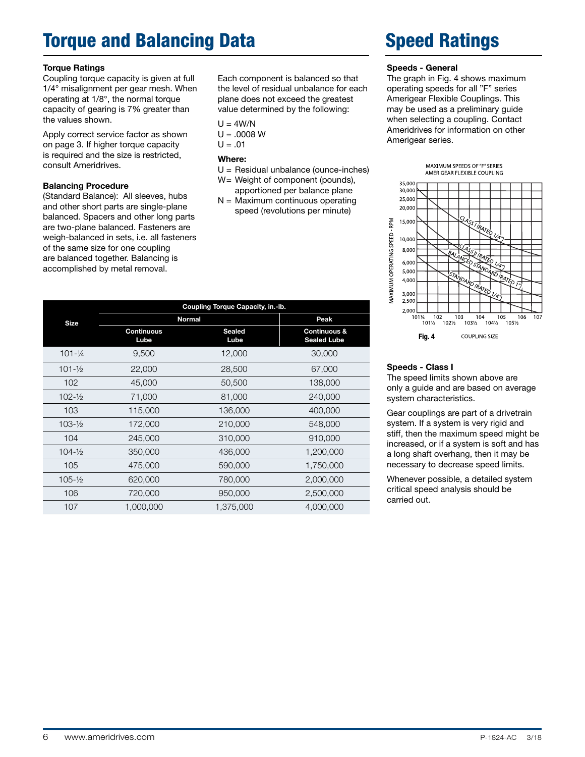# Torque and Balancing Data

### Torque Ratings

Coupling torque capacity is given at full 1/4° misalignment per gear mesh. When operating at 1/8°, the normal torque capacity of gearing is 7% greater than the values shown.

Apply correct service factor as shown on page 3. If higher torque capacity is required and the size is restricted, consult Ameridrives.

### Balancing Procedure

(Standard Balance): All sleeves, hubs and other short parts are single-plane balanced. Spacers and other long parts are two-plane balanced. Fasteners are weigh-balanced in sets, i.e. all fasteners of the same size for one coupling are balanced together. Balancing is accomplished by metal removal.

Each component is balanced so that the level of residual unbalance for each plane does not exceed the greatest value determined by the following:

$U = 4W/N$
$U = .0008\ W$
$U = .01$

**Where:**

- U = Residual unbalance (ounce-inches)
- W = Weight of component (pounds), apportioned per balance plane
- N = Maximum continuous operating speed (revolutions per minute)

| Size | Coupling Torque Capacity, in.-lb. | | |
|---|---|---|---|
| | Normal | | Peak |
| | Continuous Lube | Sealed Lube | Continuous & Sealed Lube |
| 101-¼ | 9,500 | 12,000 | 30,000 |
| 101-½ | 22,000 | 28,500 | 67,000 |
| 102 | 45,000 | 50,500 | 138,000 |
| 102-½ | 71,000 | 81,000 | 240,000 |
| 103 | 115,000 | 136,000 | 400,000 |
| 103-½ | 172,000 | 210,000 | 548,000 |
| 104 | 245,000 | 310,000 | 910,000 |
| 104-½ | 350,000 | 436,000 | 1,200,000 |
| 105 | 475,000 | 590,000 | 1,750,000 |
| 105-½ | 620,000 | 780,000 | 2,000,000 |
| 106 | 720,000 | 950,000 | 2,500,000 |
| 107 | 1,000,000 | 1,375,000 | 4,000,000 |

# Speed Ratings

### Speeds - General

The graph in Fig. 4 shows maximum operating speeds for all "F" series Amerigear Flexible Couplings. This may be used as a preliminary guide when selecting a coupling. Contact Ameridrives for information on other Amerigear series.

MAXIMUM SPEEDS OF "F" SERIES AMERIGEAR FLEXIBLE COUPLING

**Fig. 4** COUPLING SIZE

### Speeds - Class I

The speed limits shown above are only a guide and are based on average system characteristics.

Gear couplings are part of a drivetrain system. If a system is very rigid and stiff, then the maximum speed might be increased, or if a system is soft and has a long shaft overhang, then it may be necessary to decrease speed limits.

Whenever possible, a detailed system critical speed analysis should be carried out.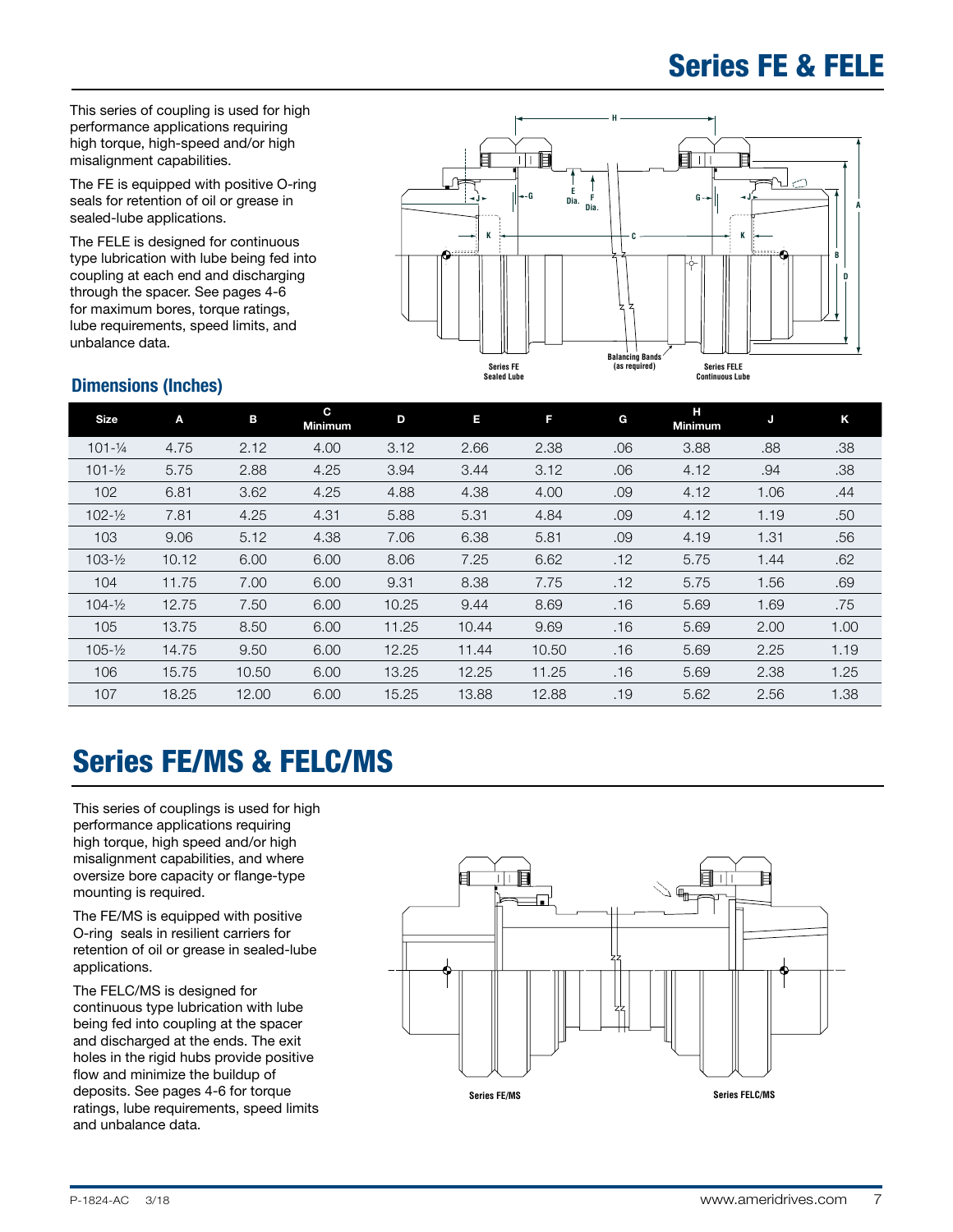# Series FE & FELE

This series of coupling is used for high performance applications requiring high torque, high-speed and/or high misalignment capabilities.

The FE is equipped with positive O-ring seals for retention of oil or grease in sealed-lube applications.

The FELE is designed for continuous type lubrication with lube being fed into coupling at each end and discharging through the spacer. See pages 4-6 for maximum bores, torque ratings, lube requirements, speed limits, and unbalance data.

Series FE Sealed Lube    Balancing Bands (as required)    Series FELE Continuous Lube

## Dimensions (Inches)

| Size | A | B | C Minimum | D | E | F | G | H Minimum | J | K |
|---|---|---|---|---|---|---|---|---|---|---|
| 101-¼ | 4.75 | 2.12 | 4.00 | 3.12 | 2.66 | 2.38 | .06 | 3.88 | .88 | .38 |
| 101-½ | 5.75 | 2.88 | 4.25 | 3.94 | 3.44 | 3.12 | .06 | 4.12 | .94 | .38 |
| 102 | 6.81 | 3.62 | 4.25 | 4.88 | 4.38 | 4.00 | .09 | 4.12 | 1.06 | .44 |
| 102-½ | 7.81 | 4.25 | 4.31 | 5.88 | 5.31 | 4.84 | .09 | 4.12 | 1.19 | .50 |
| 103 | 9.06 | 5.12 | 4.38 | 7.06 | 6.38 | 5.81 | .09 | 4.19 | 1.31 | .56 |
| 103-½ | 10.12 | 6.00 | 6.00 | 8.06 | 7.25 | 6.62 | .12 | 5.75 | 1.44 | .62 |
| 104 | 11.75 | 7.00 | 6.00 | 9.31 | 8.38 | 7.75 | .12 | 5.75 | 1.56 | .69 |
| 104-½ | 12.75 | 7.50 | 6.00 | 10.25 | 9.44 | 8.69 | .16 | 5.69 | 1.69 | .75 |
| 105 | 13.75 | 8.50 | 6.00 | 11.25 | 10.44 | 9.69 | .16 | 5.69 | 2.00 | 1.00 |
| 105-½ | 14.75 | 9.50 | 6.00 | 12.25 | 11.44 | 10.50 | .16 | 5.69 | 2.25 | 1.19 |
| 106 | 15.75 | 10.50 | 6.00 | 13.25 | 12.25 | 11.25 | .16 | 5.69 | 2.38 | 1.25 |
| 107 | 18.25 | 12.00 | 6.00 | 15.25 | 13.88 | 12.88 | .19 | 5.62 | 2.56 | 1.38 |

# Series FE/MS & FELC/MS

This series of couplings is used for high performance applications requiring high torque, high speed and/or high misalignment capabilities, and where oversize bore capacity or flange-type mounting is required.

The FE/MS is equipped with positive O-ring seals in resilient carriers for retention of oil or grease in sealed-lube applications.

The FELC/MS is designed for continuous type lubrication with lube being fed into coupling at the spacer and discharged at the ends. The exit holes in the rigid hubs provide positive flow and minimize the buildup of deposits. See pages 4-6 for torque ratings, lube requirements, speed limits and unbalance data.

Series FE/MS    Series FELC/MS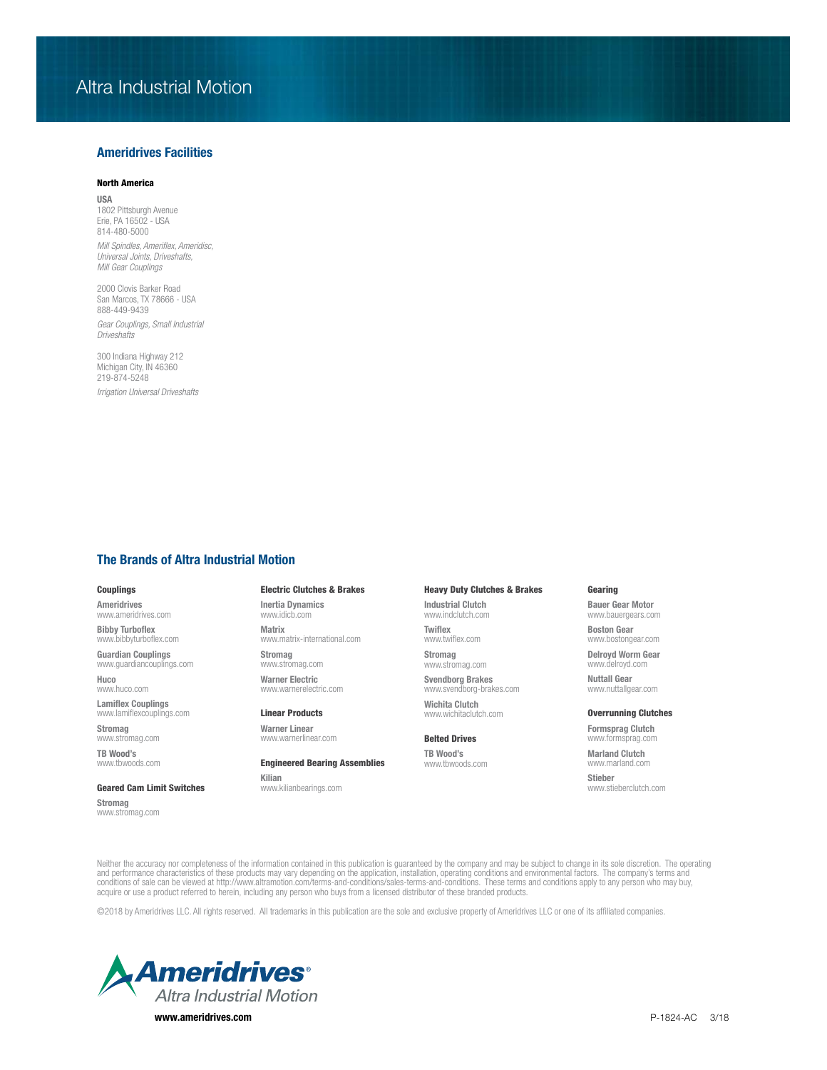# Altra Industrial Motion

## Ameridrives Facilities

**North America**

**USA**
1802 Pittsburgh Avenue
Erie, PA 16502 - USA
814-480-5000

*Mill Spindles, Ameriflex, Ameridisc, Universal Joints, Driveshafts, Mill Gear Couplings*

2000 Clovis Barker Road
San Marcos, TX 78666 - USA
888-449-9439

*Gear Couplings, Small Industrial Driveshafts*

300 Indiana Highway 212
Michigan City, IN 46360
219-874-5248

*Irrigation Universal Driveshafts*

## The Brands of Altra Industrial Motion

**Couplings**

**Ameridrives**
www.ameridrives.com

**Bibby Turboflex**
www.bibbyturboflex.com

**Guardian Couplings**
www.guardiancouplings.com

**Huco**
www.huco.com

**Lamiflex Couplings**
www.lamiflexcouplings.com

**Stromag**
www.stromag.com

**TB Wood's**
www.tbwoods.com

**Geared Cam Limit Switches**

**Stromag**
www.stromag.com

**Electric Clutches & Brakes**

**Inertia Dynamics**
www.idicb.com

**Matrix**
www.matrix-international.com

**Stromag**
www.stromag.com

**Warner Electric**
www.warnerelectric.com

**Linear Products**

**Warner Linear**
www.warnerlinear.com

**Engineered Bearing Assemblies**

**Kilian**
www.kilianbearings.com

**Heavy Duty Clutches & Brakes**

**Industrial Clutch**
www.indclutch.com

**Twiflex**
www.twiflex.com

**Stromag**
www.stromag.com

**Svendborg Brakes**
www.svendborg-brakes.com

**Wichita Clutch**
www.wichitaclutch.com

**Belted Drives**

**TB Wood's**
www.tbwoods.com

**Gearing**

**Bauer Gear Motor**
www.bauergears.com

**Boston Gear**
www.bostongear.com

**Delroyd Worm Gear**
www.delroyd.com

**Nuttall Gear**
www.nuttallgear.com

**Overrunning Clutches**

**Formsprag Clutch**
www.formsprag.com

**Marland Clutch**
www.marland.com

**Stieber**
www.stieberclutch.com

Neither the accuracy nor completeness of the information contained in this publication is guaranteed by the company and may be subject to change in its sole discretion. The operating and performance characteristics of these products may vary depending on the application, installation, operating conditions and environmental factors. The company's terms and conditions of sale can be viewed at http://www.altramotion.com/terms-and-conditions/sales-terms-and-conditions. These terms and conditions apply to any person who may buy, acquire or use a product referred to herein, including any person who buys from a licensed distributor of these branded products.

©2018 by Ameridrives LLC. All rights reserved. All trademarks in this publication are the sole and exclusive property of Ameridrives LLC or one of its affiliated companies.

Ameridrives®
Altra Industrial Motion

**www.ameridrives.com**

P-1824-AC 3/18